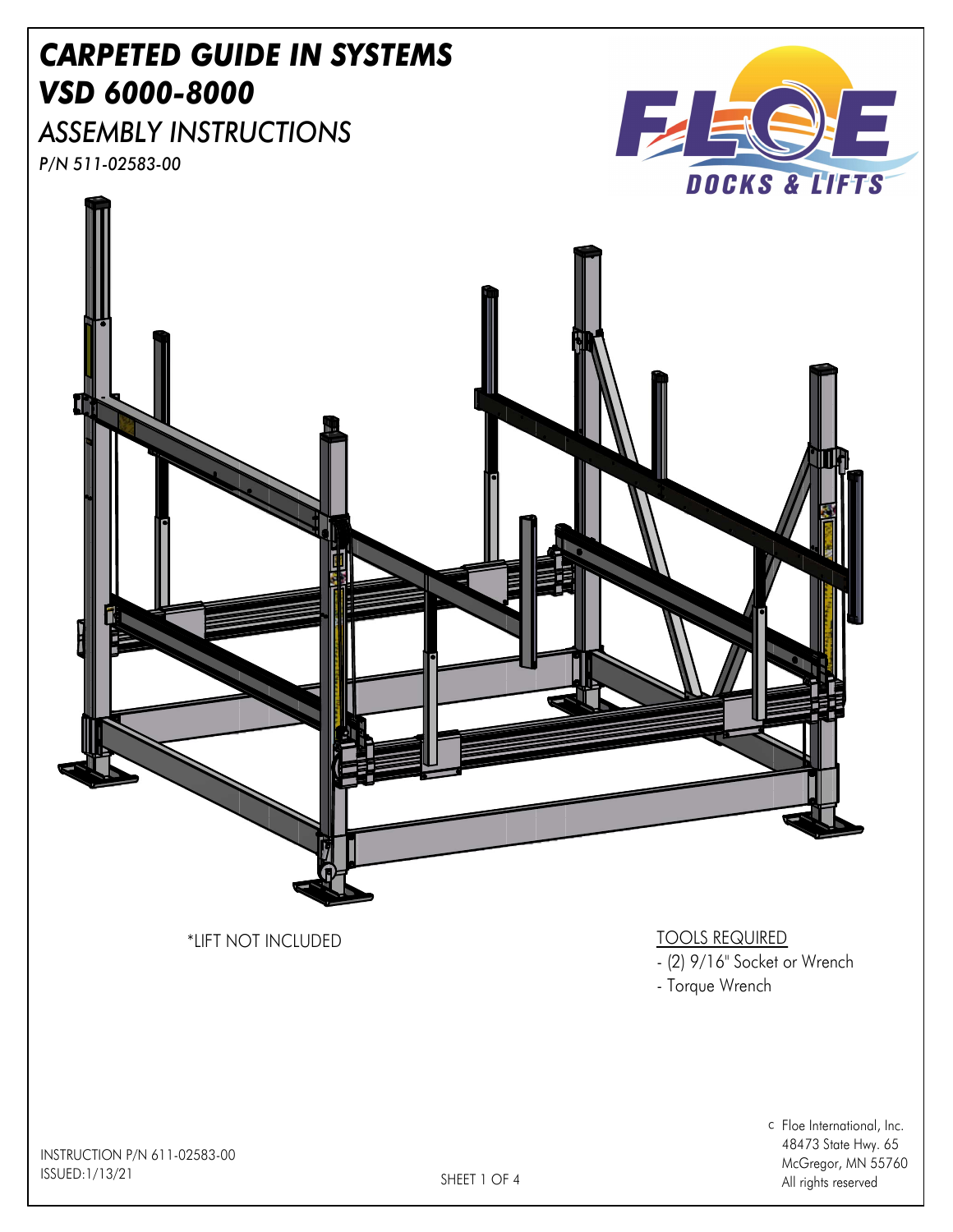# *CARPETED GUIDE IN SYSTEMS*
# *VSD 6000-8000*
## *ASSEMBLY INSTRUCTIONS*
*P/N 511-02583-00*

FLOE DOCKS & LIFTS

*LIFT NOT INCLUDED

TOOLS REQUIRED
- (2) 9/16" Socket or Wrench
- Torque Wrench

INSTRUCTION P/N 611-02583-00
ISSUED:1/13/21

c Floe International, Inc.
48473 State Hwy. 65
McGregor, MN 55760
All rights reserved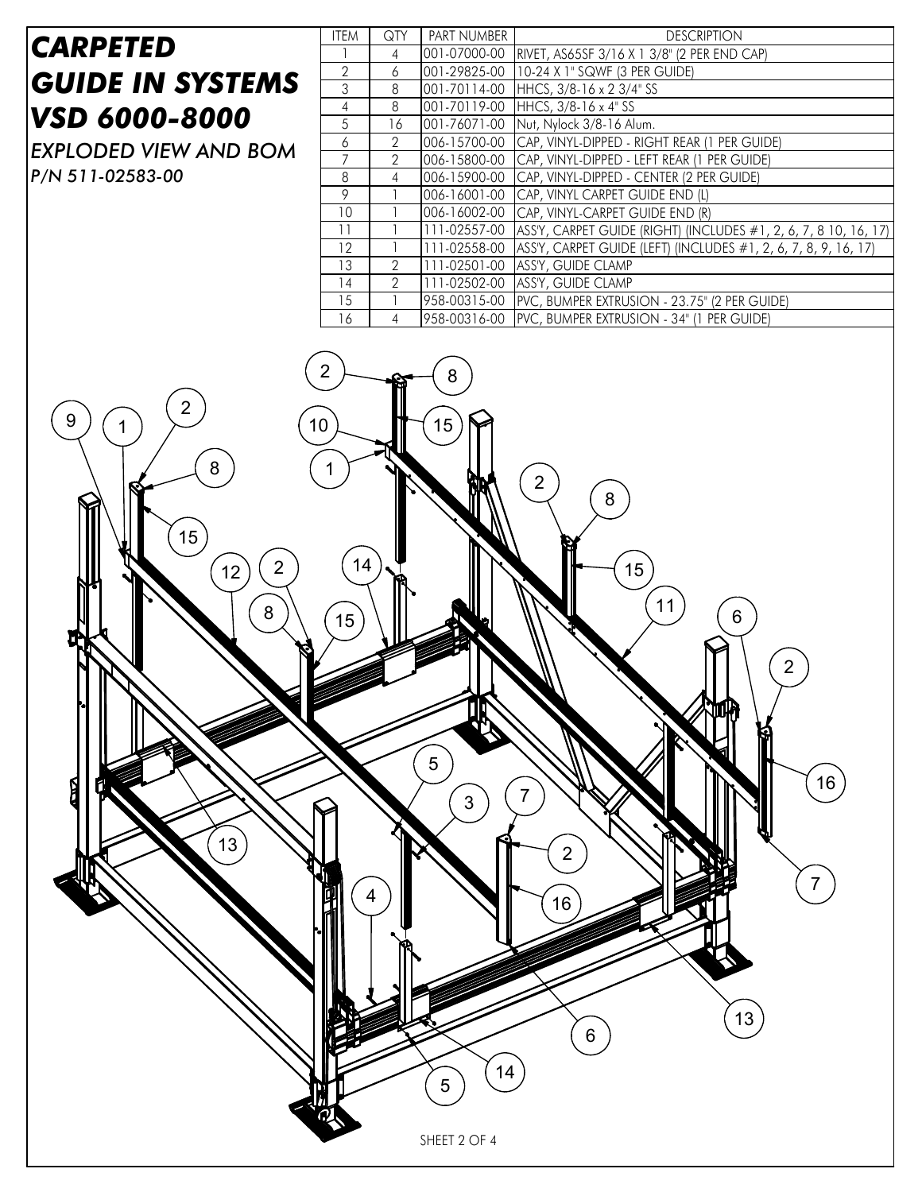# CARPETED GUIDE IN SYSTEMS VSD 6000-8000

*EXPLODED VIEW AND BOM*

*P/N 511-02583-00*

| ITEM | QTY | PART NUMBER | DESCRIPTION |
|---|---|---|---|
| 1 | 4 | 001-07000-00 | RIVET, AS65SF 3/16 X 1 3/8" (2 PER END CAP) |
| 2 | 6 | 001-29825-00 | 10-24 X 1" SQWF (3 PER GUIDE) |
| 3 | 8 | 001-70114-00 | HHCS, 3/8-16 x 2 3/4" SS |
| 4 | 8 | 001-70119-00 | HHCS, 3/8-16 x 4" SS |
| 5 | 16 | 001-76071-00 | Nut, Nylock 3/8-16 Alum. |
| 6 | 2 | 006-15700-00 | CAP, VINYL-DIPPED - RIGHT REAR (1 PER GUIDE) |
| 7 | 2 | 006-15800-00 | CAP, VINYL-DIPPED - LEFT REAR (1 PER GUIDE) |
| 8 | 4 | 006-15900-00 | CAP, VINYL-DIPPED - CENTER (2 PER GUIDE) |
| 9 | 1 | 006-16001-00 | CAP, VINYL CARPET GUIDE END (L) |
| 10 | 1 | 006-16002-00 | CAP, VINYL-CARPET GUIDE END (R) |
| 11 | 1 | 111-02557-00 | ASS'Y, CARPET GUIDE (RIGHT) (INCLUDES #1, 2, 6, 7, 8 10, 16, 17) |
| 12 | 1 | 111-02558-00 | ASS'Y, CARPET GUIDE (LEFT) (INCLUDES #1, 2, 6, 7, 8, 9, 16, 17) |
| 13 | 2 | 111-02501-00 | ASS'Y, GUIDE CLAMP |
| 14 | 2 | 111-02502-00 | ASS'Y, GUIDE CLAMP |
| 15 | 1 | 958-00315-00 | PVC, BUMPER EXTRUSION - 23.75" (2 PER GUIDE) |
| 16 | 4 | 958-00316-00 | PVC, BUMPER EXTRUSION - 34" (1 PER GUIDE) |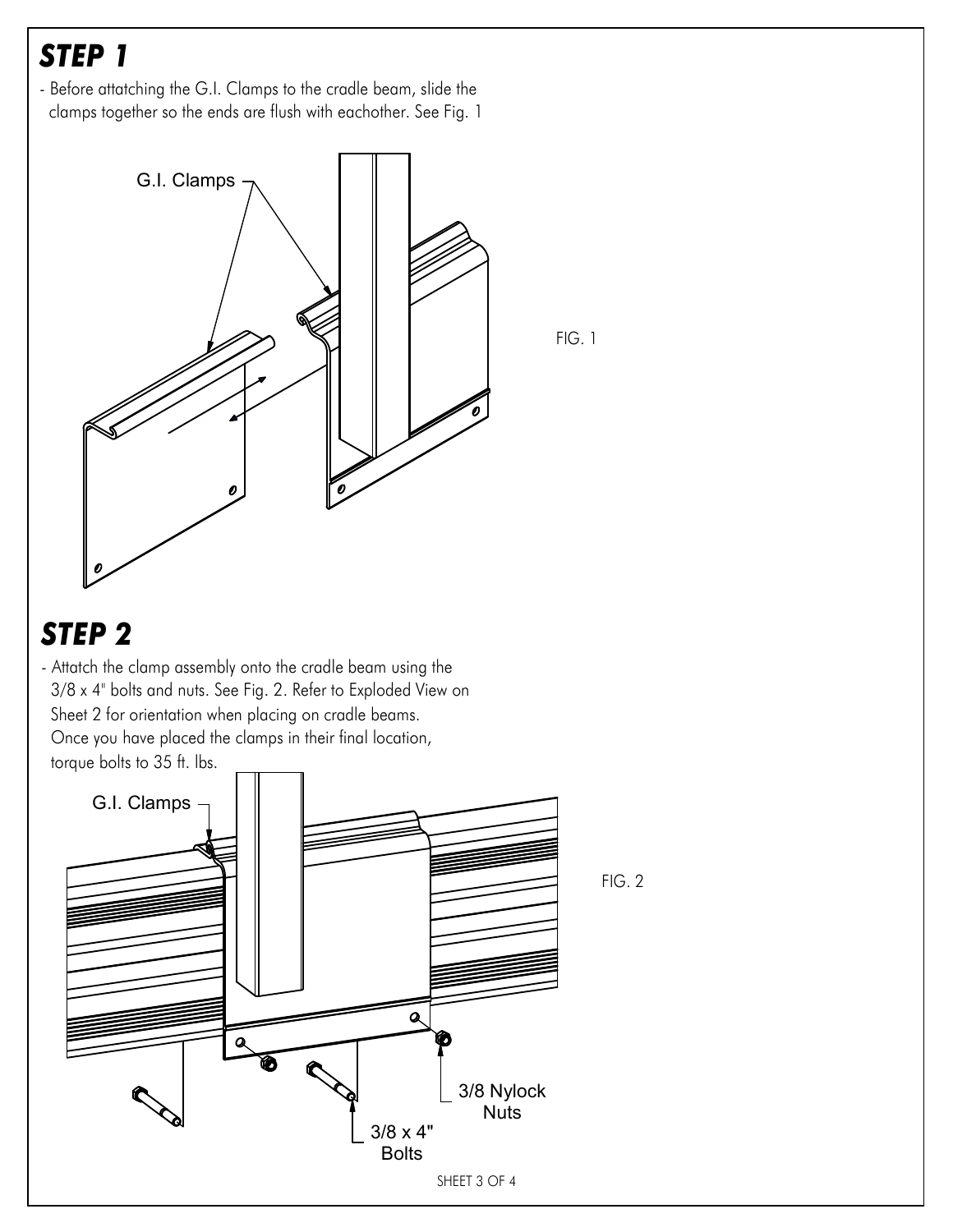# STEP 1

- Before attatching the G.I. Clamps to the cradle beam, slide the clamps together so the ends are flush with eachother. See Fig. 1

G.I. Clamps

FIG. 1

# STEP 2

- Attatch the clamp assembly onto the cradle beam using the 3/8 x 4" bolts and nuts. See Fig. 2. Refer to Exploded View on Sheet 2 for orientation when placing on cradle beams. Once you have placed the clamps in their final location, torque bolts to 35 ft. lbs.

G.I. Clamps

3/8 Nylock Nuts

3/8 x 4" Bolts

FIG. 2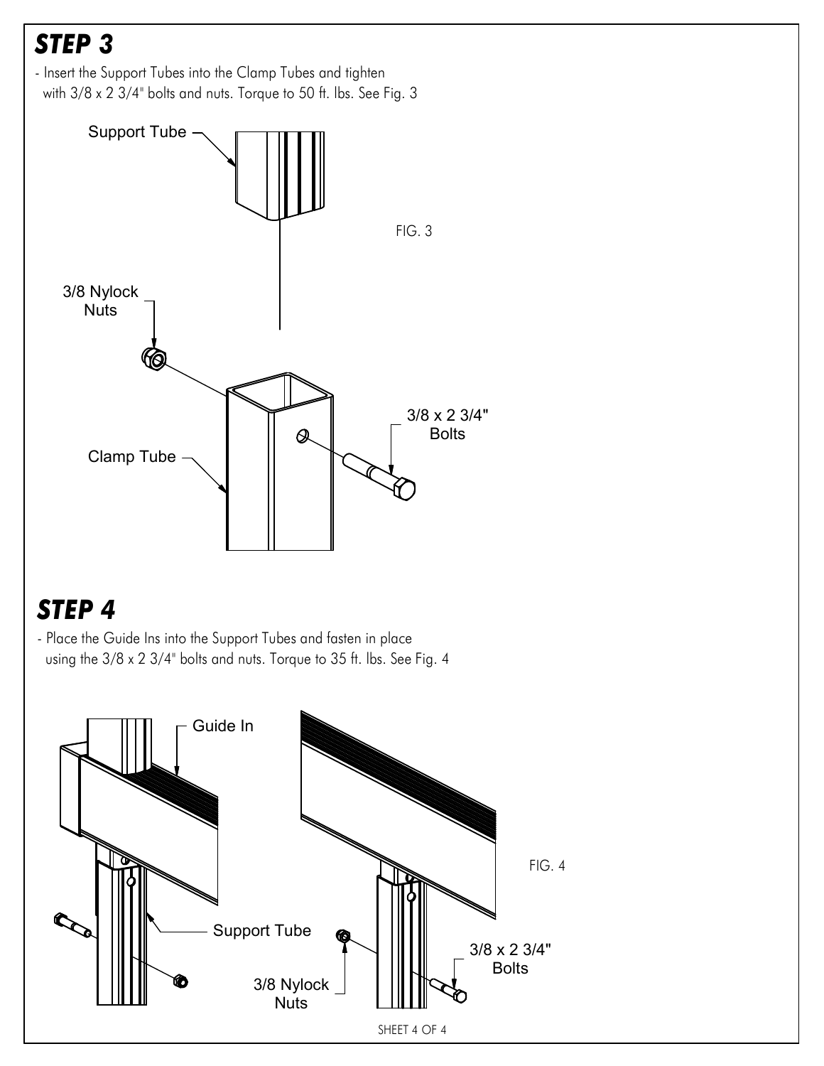# STEP 3

- Insert the Support Tubes into the Clamp Tubes and tighten with 3/8 x 2 3/4" bolts and nuts. Torque to 50 ft. lbs. See Fig. 3

Support Tube

3/8 Nylock Nuts

Clamp Tube

3/8 x 2 3/4" Bolts

FIG. 3

# STEP 4

- Place the Guide Ins into the Support Tubes and fasten in place using the 3/8 x 2 3/4" bolts and nuts. Torque to 35 ft. lbs. See Fig. 4

Guide In

Support Tube

3/8 Nylock Nuts

3/8 x 2 3/4" Bolts

FIG. 4